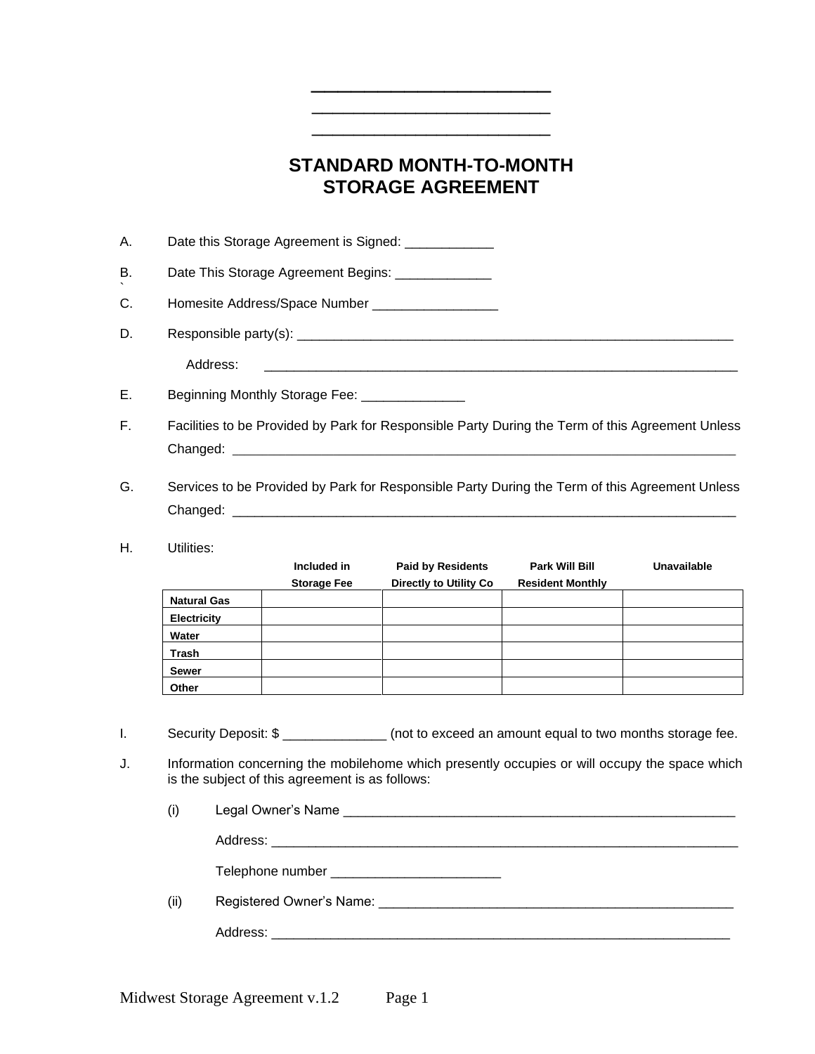\_\_\_\_\_\_\_\_\_\_\_\_\_\_\_\_\_\_\_\_\_\_\_\_\_\_\_\_
\_\_\_\_\_\_\_\_\_\_\_\_\_\_\_\_\_\_\_\_\_\_\_\_\_\_\_\_
\_\_\_\_\_\_\_\_\_\_\_\_\_\_\_\_\_\_\_\_\_\_\_\_\_\_\_\_

# STANDARD MONTH-TO-MONTH STORAGE AGREEMENT

A. Date this Storage Agreement is Signed: ____________

B. Date This Storage Agreement Begins: _____________

C. Homesite Address/Space Number _________________

D. Responsible party(s): ______________________________________________________________

Address: ________________________________________________________________

E. Beginning Monthly Storage Fee: ______________

F. Facilities to be Provided by Park for Responsible Party During the Term of this Agreement Unless Changed: ________________________________________________________________

G. Services to be Provided by Park for Responsible Party During the Term of this Agreement Unless Changed: ________________________________________________________________

H. Utilities:

| | Included in Storage Fee | Paid by Residents Directly to Utility Co | Park Will Bill Resident Monthly | Unavailable |
|---|---|---|---|---|
| Natural Gas | | | | |
| Electricity | | | | |
| Water | | | | |
| Trash | | | | |
| Sewer | | | | |
| Other | | | | |

I. Security Deposit: $ ______________ (not to exceed an amount equal to two months storage fee.

J. Information concerning the mobilehome which presently occupies or will occupy the space which is the subject of this agreement is as follows:

(i) Legal Owner's Name ______________________________________________________

Address: ________________________________________________________________

Telephone number _______________________

(ii) Registered Owner's Name: __________________________________________________

Address: ________________________________________________________________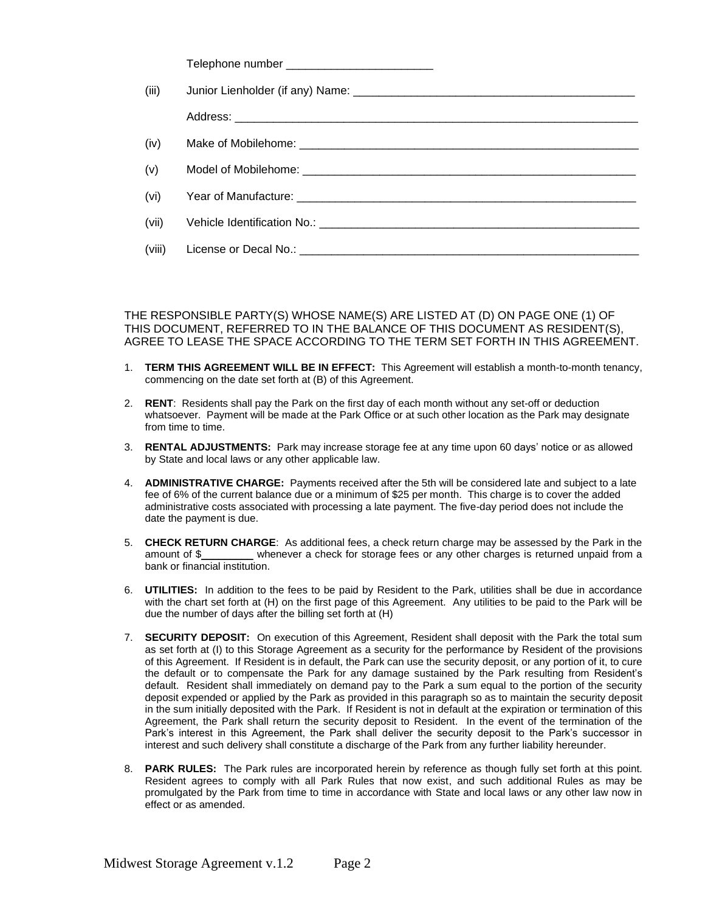Telephone number _______________________

(iii) Junior Lienholder (if any) Name: _____________________________________________

Address: _________________________________________________________________

(iv) Make of Mobilehome: ______________________________________________________

(v) Model of Mobilehome: ______________________________________________________

(vi) Year of Manufacture: ______________________________________________________

(vii) Vehicle Identification No.: ___________________________________________________

(viii) License or Decal No.: ______________________________________________________

THE RESPONSIBLE PARTY(S) WHOSE NAME(S) ARE LISTED AT (D) ON PAGE ONE (1) OF THIS DOCUMENT, REFERRED TO IN THE BALANCE OF THIS DOCUMENT AS RESIDENT(S), AGREE TO LEASE THE SPACE ACCORDING TO THE TERM SET FORTH IN THIS AGREEMENT.

1. **TERM THIS AGREEMENT WILL BE IN EFFECT:** This Agreement will establish a month-to-month tenancy, commencing on the date set forth at (B) of this Agreement.

2. **RENT**: Residents shall pay the Park on the first day of each month without any set-off or deduction whatsoever. Payment will be made at the Park Office or at such other location as the Park may designate from time to time.

3. **RENTAL ADJUSTMENTS:** Park may increase storage fee at any time upon 60 days' notice or as allowed by State and local laws or any other applicable law.

4. **ADMINISTRATIVE CHARGE:** Payments received after the 5th will be considered late and subject to a late fee of 6% of the current balance due or a minimum of $25 per month. This charge is to cover the added administrative costs associated with processing a late payment. The five-day period does not include the date the payment is due.

5. **CHECK RETURN CHARGE**: As additional fees, a check return charge may be assessed by the Park in the amount of $_________ whenever a check for storage fees or any other charges is returned unpaid from a bank or financial institution.

6. **UTILITIES:** In addition to the fees to be paid by Resident to the Park, utilities shall be due in accordance with the chart set forth at (H) on the first page of this Agreement. Any utilities to be paid to the Park will be due the number of days after the billing set forth at (H)

7. **SECURITY DEPOSIT:** On execution of this Agreement, Resident shall deposit with the Park the total sum as set forth at (I) to this Storage Agreement as a security for the performance by Resident of the provisions of this Agreement. If Resident is in default, the Park can use the security deposit, or any portion of it, to cure the default or to compensate the Park for any damage sustained by the Park resulting from Resident's default. Resident shall immediately on demand pay to the Park a sum equal to the portion of the security deposit expended or applied by the Park as provided in this paragraph so as to maintain the security deposit in the sum initially deposited with the Park. If Resident is not in default at the expiration or termination of this Agreement, the Park shall return the security deposit to Resident. In the event of the termination of the Park's interest in this Agreement, the Park shall deliver the security deposit to the Park's successor in interest and such delivery shall constitute a discharge of the Park from any further liability hereunder.

8. **PARK RULES:** The Park rules are incorporated herein by reference as though fully set forth at this point. Resident agrees to comply with all Park Rules that now exist, and such additional Rules as may be promulgated by the Park from time to time in accordance with State and local laws or any other law now in effect or as amended.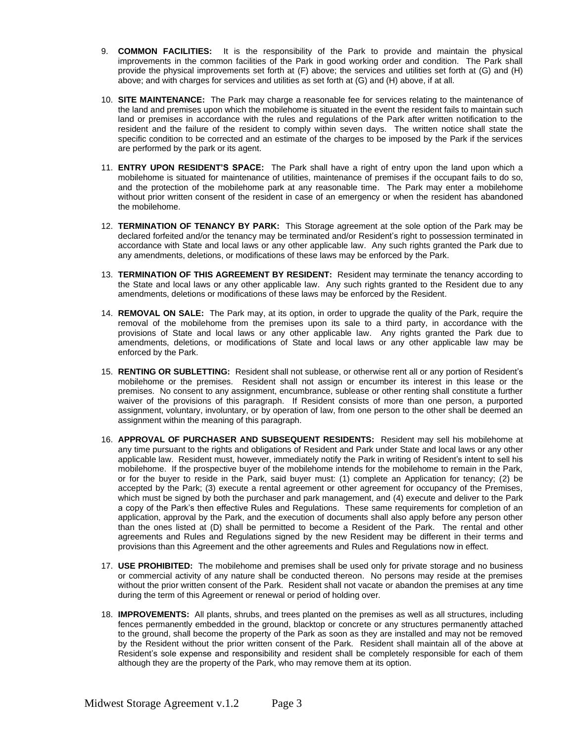9. **COMMON FACILITIES:** It is the responsibility of the Park to provide and maintain the physical improvements in the common facilities of the Park in good working order and condition. The Park shall provide the physical improvements set forth at (F) above; the services and utilities set forth at (G) and (H) above; and with charges for services and utilities as set forth at (G) and (H) above, if at all.

10. **SITE MAINTENANCE:** The Park may charge a reasonable fee for services relating to the maintenance of the land and premises upon which the mobilehome is situated in the event the resident fails to maintain such land or premises in accordance with the rules and regulations of the Park after written notification to the resident and the failure of the resident to comply within seven days. The written notice shall state the specific condition to be corrected and an estimate of the charges to be imposed by the Park if the services are performed by the park or its agent.

11. **ENTRY UPON RESIDENT'S SPACE:** The Park shall have a right of entry upon the land upon which a mobilehome is situated for maintenance of utilities, maintenance of premises if the occupant fails to do so, and the protection of the mobilehome park at any reasonable time. The Park may enter a mobilehome without prior written consent of the resident in case of an emergency or when the resident has abandoned the mobilehome.

12. **TERMINATION OF TENANCY BY PARK:** This Storage agreement at the sole option of the Park may be declared forfeited and/or the tenancy may be terminated and/or Resident's right to possession terminated in accordance with State and local laws or any other applicable law. Any such rights granted the Park due to any amendments, deletions, or modifications of these laws may be enforced by the Park.

13. **TERMINATION OF THIS AGREEMENT BY RESIDENT:** Resident may terminate the tenancy according to the State and local laws or any other applicable law. Any such rights granted to the Resident due to any amendments, deletions or modifications of these laws may be enforced by the Resident.

14. **REMOVAL ON SALE:** The Park may, at its option, in order to upgrade the quality of the Park, require the removal of the mobilehome from the premises upon its sale to a third party, in accordance with the provisions of State and local laws or any other applicable law. Any rights granted the Park due to amendments, deletions, or modifications of State and local laws or any other applicable law may be enforced by the Park.

15. **RENTING OR SUBLETTING:** Resident shall not sublease, or otherwise rent all or any portion of Resident's mobilehome or the premises. Resident shall not assign or encumber its interest in this lease or the premises. No consent to any assignment, encumbrance, sublease or other renting shall constitute a further waiver of the provisions of this paragraph. If Resident consists of more than one person, a purported assignment, voluntary, involuntary, or by operation of law, from one person to the other shall be deemed an assignment within the meaning of this paragraph.

16. **APPROVAL OF PURCHASER AND SUBSEQUENT RESIDENTS:** Resident may sell his mobilehome at any time pursuant to the rights and obligations of Resident and Park under State and local laws or any other applicable law. Resident must, however, immediately notify the Park in writing of Resident's intent to sell his mobilehome. If the prospective buyer of the mobilehome intends for the mobilehome to remain in the Park, or for the buyer to reside in the Park, said buyer must: (1) complete an Application for tenancy; (2) be accepted by the Park; (3) execute a rental agreement or other agreement for occupancy of the Premises, which must be signed by both the purchaser and park management, and (4) execute and deliver to the Park a copy of the Park's then effective Rules and Regulations. These same requirements for completion of an application, approval by the Park, and the execution of documents shall also apply before any person other than the ones listed at (D) shall be permitted to become a Resident of the Park. The rental and other agreements and Rules and Regulations signed by the new Resident may be different in their terms and provisions than this Agreement and the other agreements and Rules and Regulations now in effect.

17. **USE PROHIBITED:** The mobilehome and premises shall be used only for private storage and no business or commercial activity of any nature shall be conducted thereon. No persons may reside at the premises without the prior written consent of the Park. Resident shall not vacate or abandon the premises at any time during the term of this Agreement or renewal or period of holding over.

18. **IMPROVEMENTS:** All plants, shrubs, and trees planted on the premises as well as all structures, including fences permanently embedded in the ground, blacktop or concrete or any structures permanently attached to the ground, shall become the property of the Park as soon as they are installed and may not be removed by the Resident without the prior written consent of the Park. Resident shall maintain all of the above at Resident's sole expense and responsibility and resident shall be completely responsible for each of them although they are the property of the Park, who may remove them at its option.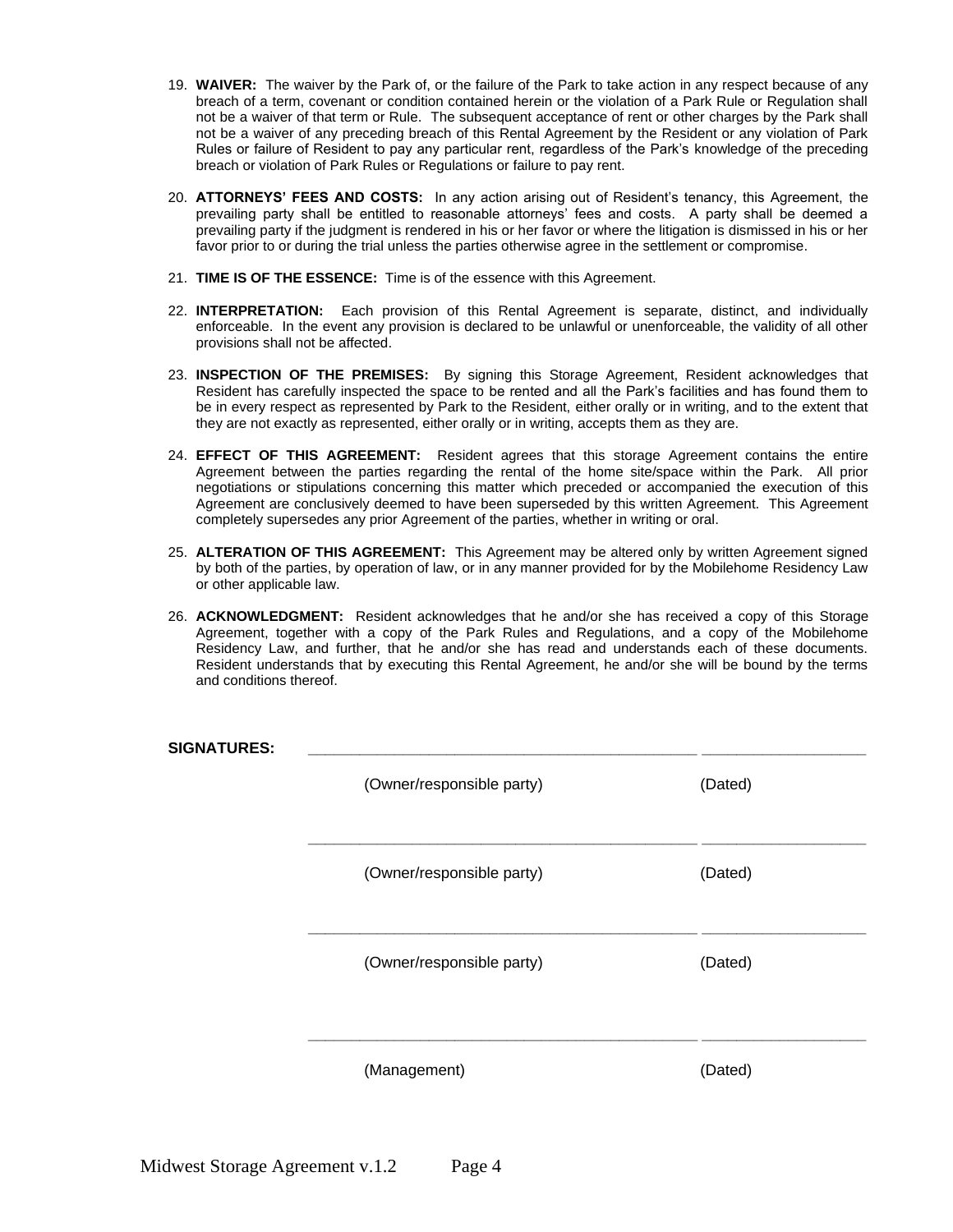19. **WAIVER:** The waiver by the Park of, or the failure of the Park to take action in any respect because of any breach of a term, covenant or condition contained herein or the violation of a Park Rule or Regulation shall not be a waiver of that term or Rule. The subsequent acceptance of rent or other charges by the Park shall not be a waiver of any preceding breach of this Rental Agreement by the Resident or any violation of Park Rules or failure of Resident to pay any particular rent, regardless of the Park's knowledge of the preceding breach or violation of Park Rules or Regulations or failure to pay rent.

20. **ATTORNEYS' FEES AND COSTS:** In any action arising out of Resident's tenancy, this Agreement, the prevailing party shall be entitled to reasonable attorneys' fees and costs. A party shall be deemed a prevailing party if the judgment is rendered in his or her favor or where the litigation is dismissed in his or her favor prior to or during the trial unless the parties otherwise agree in the settlement or compromise.

21. **TIME IS OF THE ESSENCE:** Time is of the essence with this Agreement.

22. **INTERPRETATION:** Each provision of this Rental Agreement is separate, distinct, and individually enforceable. In the event any provision is declared to be unlawful or unenforceable, the validity of all other provisions shall not be affected.

23. **INSPECTION OF THE PREMISES:** By signing this Storage Agreement, Resident acknowledges that Resident has carefully inspected the space to be rented and all the Park's facilities and has found them to be in every respect as represented by Park to the Resident, either orally or in writing, and to the extent that they are not exactly as represented, either orally or in writing, accepts them as they are.

24. **EFFECT OF THIS AGREEMENT:** Resident agrees that this storage Agreement contains the entire Agreement between the parties regarding the rental of the home site/space within the Park. All prior negotiations or stipulations concerning this matter which preceded or accompanied the execution of this Agreement are conclusively deemed to have been superseded by this written Agreement. This Agreement completely supersedes any prior Agreement of the parties, whether in writing or oral.

25. **ALTERATION OF THIS AGREEMENT:** This Agreement may be altered only by written Agreement signed by both of the parties, by operation of law, or in any manner provided for by the Mobilehome Residency Law or other applicable law.

26. **ACKNOWLEDGMENT:** Resident acknowledges that he and/or she has received a copy of this Storage Agreement, together with a copy of the Park Rules and Regulations, and a copy of the Mobilehome Residency Law, and further, that he and/or she has read and understands each of these documents. Resident understands that by executing this Rental Agreement, he and/or she will be bound by the terms and conditions thereof.

**SIGNATURES:**

_____________________________________________ ____________________

(Owner/responsible party) (Dated)

_____________________________________________ ____________________

(Owner/responsible party) (Dated)

_____________________________________________ ____________________

(Owner/responsible party) (Dated)

_____________________________________________ ____________________

(Management) (Dated)

Midwest Storage Agreement v.1.2